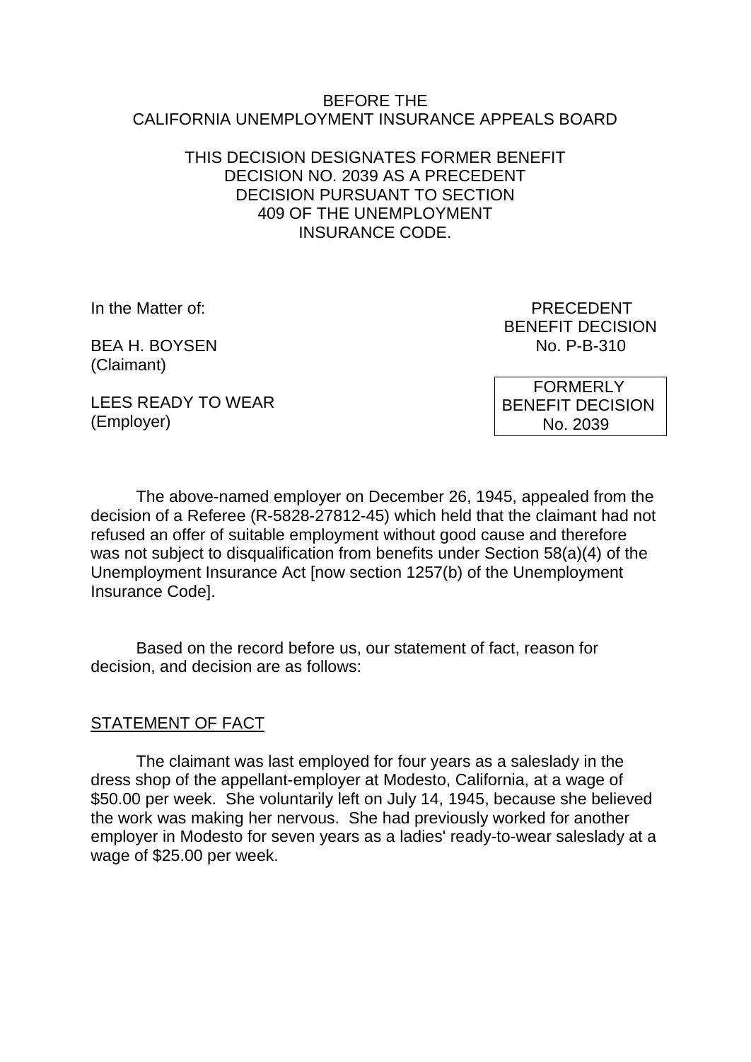BEFORE THE
CALIFORNIA UNEMPLOYMENT INSURANCE APPEALS BOARD

THIS DECISION DESIGNATES FORMER BENEFIT DECISION NO. 2039 AS A PRECEDENT DECISION PURSUANT TO SECTION 409 OF THE UNEMPLOYMENT INSURANCE CODE.

In the Matter of:

BEA H. BOYSEN
(Claimant)

LEES READY TO WEAR
(Employer)

PRECEDENT
BENEFIT DECISION
No. P-B-310

FORMERLY
BENEFIT DECISION
No. 2039

The above-named employer on December 26, 1945, appealed from the decision of a Referee (R-5828-27812-45) which held that the claimant had not refused an offer of suitable employment without good cause and therefore was not subject to disqualification from benefits under Section 58(a)(4) of the Unemployment Insurance Act [now section 1257(b) of the Unemployment Insurance Code].

Based on the record before us, our statement of fact, reason for decision, and decision are as follows:

STATEMENT OF FACT

The claimant was last employed for four years as a saleslady in the dress shop of the appellant-employer at Modesto, California, at a wage of $50.00 per week. She voluntarily left on July 14, 1945, because she believed the work was making her nervous. She had previously worked for another employer in Modesto for seven years as a ladies' ready-to-wear saleslady at a wage of $25.00 per week.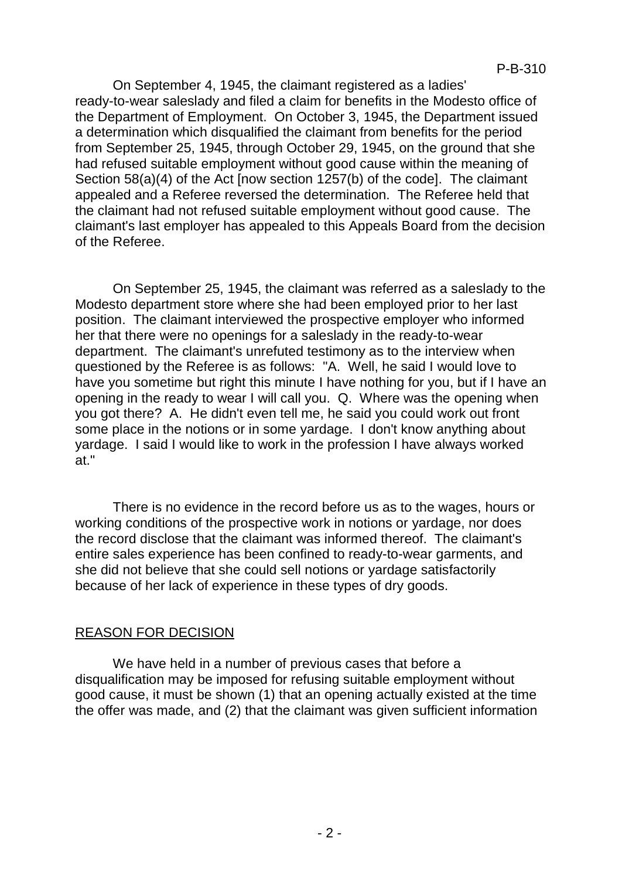On September 4, 1945, the claimant registered as a ladies' ready-to-wear saleslady and filed a claim for benefits in the Modesto office of the Department of Employment. On October 3, 1945, the Department issued a determination which disqualified the claimant from benefits for the period from September 25, 1945, through October 29, 1945, on the ground that she had refused suitable employment without good cause within the meaning of Section 58(a)(4) of the Act [now section 1257(b) of the code]. The claimant appealed and a Referee reversed the determination. The Referee held that the claimant had not refused suitable employment without good cause. The claimant's last employer has appealed to this Appeals Board from the decision of the Referee.

On September 25, 1945, the claimant was referred as a saleslady to the Modesto department store where she had been employed prior to her last position. The claimant interviewed the prospective employer who informed her that there were no openings for a saleslady in the ready-to-wear department. The claimant's unrefuted testimony as to the interview when questioned by the Referee is as follows: "A. Well, he said I would love to have you sometime but right this minute I have nothing for you, but if I have an opening in the ready to wear I will call you. Q. Where was the opening when you got there? A. He didn't even tell me, he said you could work out front some place in the notions or in some yardage. I don't know anything about yardage. I said I would like to work in the profession I have always worked at."

There is no evidence in the record before us as to the wages, hours or working conditions of the prospective work in notions or yardage, nor does the record disclose that the claimant was informed thereof. The claimant's entire sales experience has been confined to ready-to-wear garments, and she did not believe that she could sell notions or yardage satisfactorily because of her lack of experience in these types of dry goods.

## REASON FOR DECISION

We have held in a number of previous cases that before a disqualification may be imposed for refusing suitable employment without good cause, it must be shown (1) that an opening actually existed at the time the offer was made, and (2) that the claimant was given sufficient information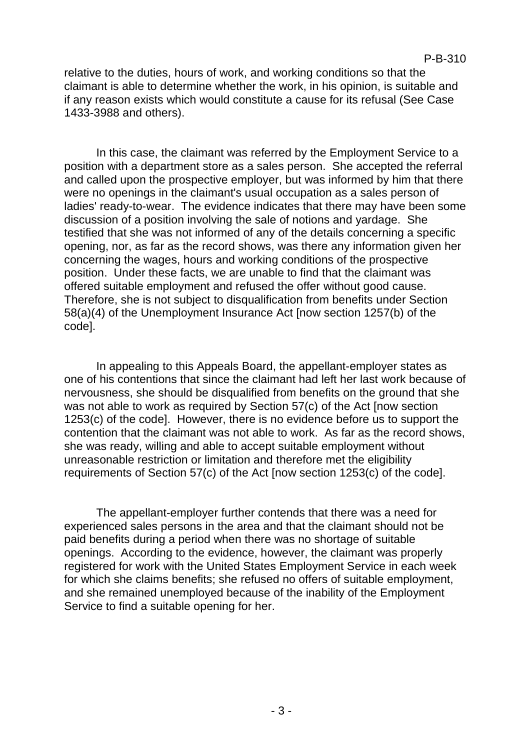relative to the duties, hours of work, and working conditions so that the claimant is able to determine whether the work, in his opinion, is suitable and if any reason exists which would constitute a cause for its refusal (See Case 1433-3988 and others).

In this case, the claimant was referred by the Employment Service to a position with a department store as a sales person. She accepted the referral and called upon the prospective employer, but was informed by him that there were no openings in the claimant's usual occupation as a sales person of ladies' ready-to-wear. The evidence indicates that there may have been some discussion of a position involving the sale of notions and yardage. She testified that she was not informed of any of the details concerning a specific opening, nor, as far as the record shows, was there any information given her concerning the wages, hours and working conditions of the prospective position. Under these facts, we are unable to find that the claimant was offered suitable employment and refused the offer without good cause. Therefore, she is not subject to disqualification from benefits under Section 58(a)(4) of the Unemployment Insurance Act [now section 1257(b) of the code].

In appealing to this Appeals Board, the appellant-employer states as one of his contentions that since the claimant had left her last work because of nervousness, she should be disqualified from benefits on the ground that she was not able to work as required by Section 57(c) of the Act [now section 1253(c) of the code]. However, there is no evidence before us to support the contention that the claimant was not able to work. As far as the record shows, she was ready, willing and able to accept suitable employment without unreasonable restriction or limitation and therefore met the eligibility requirements of Section 57(c) of the Act [now section 1253(c) of the code].

The appellant-employer further contends that there was a need for experienced sales persons in the area and that the claimant should not be paid benefits during a period when there was no shortage of suitable openings. According to the evidence, however, the claimant was properly registered for work with the United States Employment Service in each week for which she claims benefits; she refused no offers of suitable employment, and she remained unemployed because of the inability of the Employment Service to find a suitable opening for her.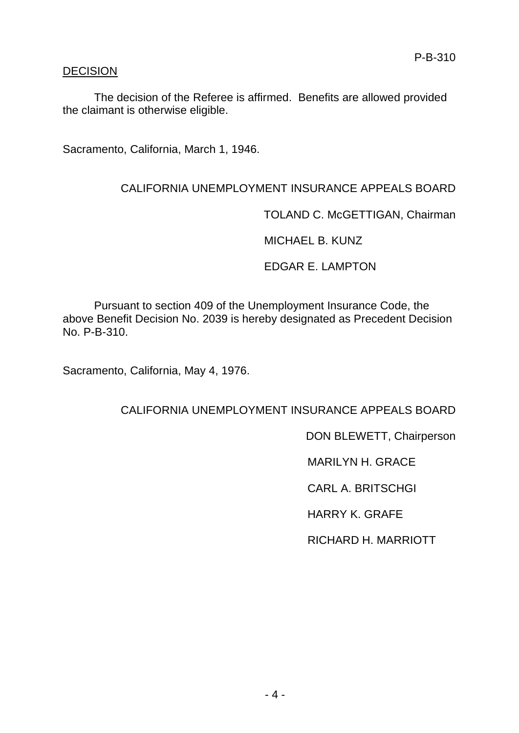## DECISION

The decision of the Referee is affirmed. Benefits are allowed provided the claimant is otherwise eligible.

Sacramento, California, March 1, 1946.

CALIFORNIA UNEMPLOYMENT INSURANCE APPEALS BOARD

TOLAND C. McGETTIGAN, Chairman

MICHAEL B. KUNZ

EDGAR E. LAMPTON

Pursuant to section 409 of the Unemployment Insurance Code, the above Benefit Decision No. 2039 is hereby designated as Precedent Decision No. P-B-310.

Sacramento, California, May 4, 1976.

CALIFORNIA UNEMPLOYMENT INSURANCE APPEALS BOARD

DON BLEWETT, Chairperson

MARILYN H. GRACE

CARL A. BRITSCHGI

HARRY K. GRAFE

RICHARD H. MARRIOTT